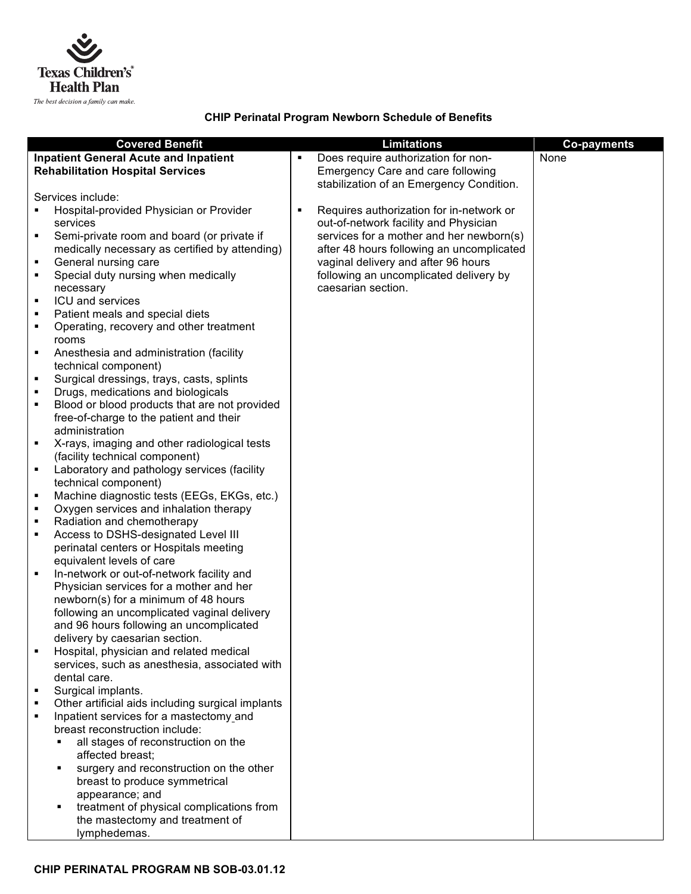Texas Children's Health Plan

*The best decision a family can make.*

## CHIP Perinatal Program Newborn Schedule of Benefits

| Covered Benefit | Limitations | Co-payments |
|---|---|---|
| **Inpatient General Acute and Inpatient Rehabilitation Hospital Services**<br><br>Services include:<br>▪ Hospital-provided Physician or Provider services<br>▪ Semi-private room and board (or private if medically necessary as certified by attending)<br>▪ General nursing care<br>▪ Special duty nursing when medically necessary<br>▪ ICU and services<br>▪ Patient meals and special diets<br>▪ Operating, recovery and other treatment rooms<br>▪ Anesthesia and administration (facility technical component)<br>▪ Surgical dressings, trays, casts, splints<br>▪ Drugs, medications and biologicals<br>▪ Blood or blood products that are not provided free-of-charge to the patient and their administration<br>▪ X-rays, imaging and other radiological tests (facility technical component)<br>▪ Laboratory and pathology services (facility technical component)<br>▪ Machine diagnostic tests (EEGs, EKGs, etc.)<br>▪ Oxygen services and inhalation therapy<br>▪ Radiation and chemotherapy<br>▪ Access to DSHS-designated Level III perinatal centers or Hospitals meeting equivalent levels of care<br>▪ In-network or out-of-network facility and Physician services for a mother and her newborn(s) for a minimum of 48 hours following an uncomplicated vaginal delivery and 96 hours following an uncomplicated delivery by caesarian section.<br>▪ Hospital, physician and related medical services, such as anesthesia, associated with dental care.<br>▪ Surgical implants.<br>▪ Other artificial aids including surgical implants<br>▪ Inpatient services for a mastectomy and breast reconstruction include:<br>&nbsp;&nbsp;&nbsp;&nbsp;▪ all stages of reconstruction on the affected breast;<br>&nbsp;&nbsp;&nbsp;&nbsp;▪ surgery and reconstruction on the other breast to produce symmetrical appearance; and<br>&nbsp;&nbsp;&nbsp;&nbsp;▪ treatment of physical complications from the mastectomy and treatment of lymphedemas. | ▪ Does require authorization for non-Emergency Care and care following stabilization of an Emergency Condition.<br><br>▪ Requires authorization for in-network or out-of-network facility and Physician services for a mother and her newborn(s) after 48 hours following an uncomplicated vaginal delivery and after 96 hours following an uncomplicated delivery by caesarian section. | None |

CHIP PERINATAL PROGRAM NB SOB-03.01.12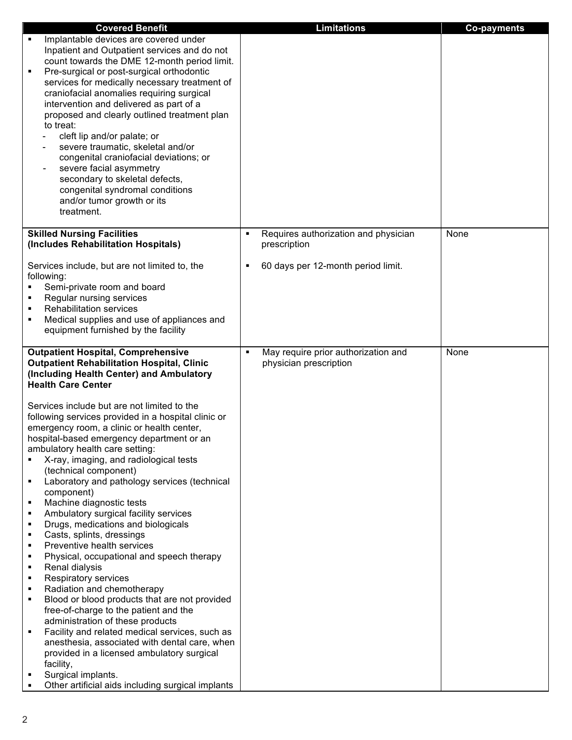| Covered Benefit | Limitations | Co-payments |
|---|---|---|
| ▪ Implantable devices are covered under Inpatient and Outpatient services and do not count towards the DME 12-month period limit.<br>▪ Pre-surgical or post-surgical orthodontic services for medically necessary treatment of craniofacial anomalies requiring surgical intervention and delivered as part of a proposed and clearly outlined treatment plan to treat:<br>- cleft lip and/or palate; or<br>- severe traumatic, skeletal and/or congenital craniofacial deviations; or<br>- severe facial asymmetry secondary to skeletal defects, congenital syndromal conditions and/or tumor growth or its treatment. | | |
| **Skilled Nursing Facilities (Includes Rehabilitation Hospitals)**<br><br>Services include, but are not limited to, the following:<br>▪ Semi-private room and board<br>▪ Regular nursing services<br>▪ Rehabilitation services<br>▪ Medical supplies and use of appliances and equipment furnished by the facility | ▪ Requires authorization and physician prescription<br><br>▪ 60 days per 12-month period limit. | None |
| **Outpatient Hospital, Comprehensive Outpatient Rehabilitation Hospital, Clinic (Including Health Center) and Ambulatory Health Care Center**<br><br>Services include but are not limited to the following services provided in a hospital clinic or emergency room, a clinic or health center, hospital-based emergency department or an ambulatory health care setting:<br>▪ X-ray, imaging, and radiological tests (technical component)<br>▪ Laboratory and pathology services (technical component)<br>▪ Machine diagnostic tests<br>▪ Ambulatory surgical facility services<br>▪ Drugs, medications and biologicals<br>▪ Casts, splints, dressings<br>▪ Preventive health services<br>▪ Physical, occupational and speech therapy<br>▪ Renal dialysis<br>▪ Respiratory services<br>▪ Radiation and chemotherapy<br>▪ Blood or blood products that are not provided free-of-charge to the patient and the administration of these products<br>▪ Facility and related medical services, such as anesthesia, associated with dental care, when provided in a licensed ambulatory surgical facility,<br>▪ Surgical implants.<br>▪ Other artificial aids including surgical implants | ▪ May require prior authorization and physician prescription | None |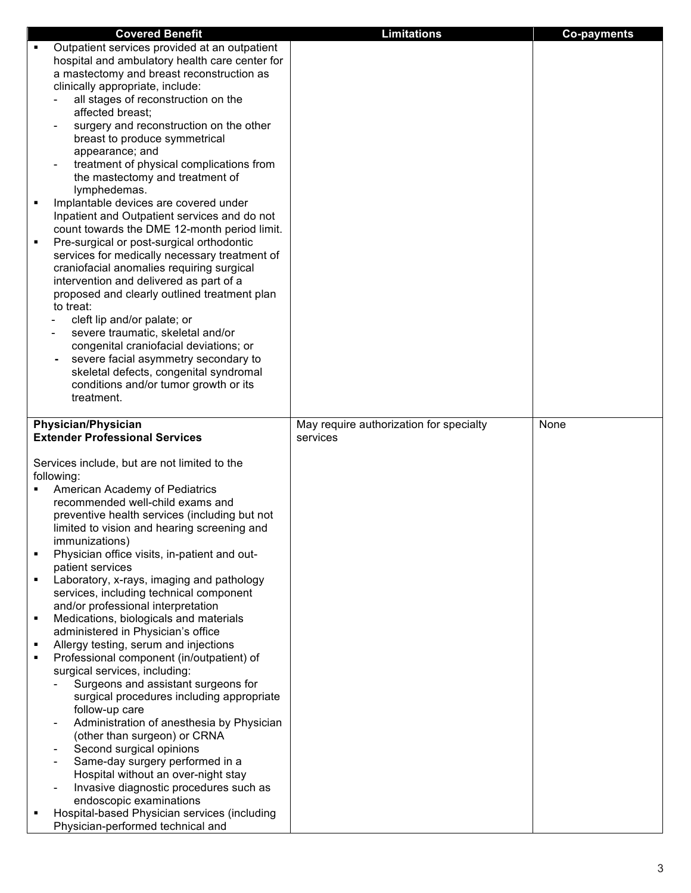| Covered Benefit | Limitations | Co-payments |
|---|---|---|
| ▪ Outpatient services provided at an outpatient hospital and ambulatory health care center for a mastectomy and breast reconstruction as clinically appropriate, include:<br>- all stages of reconstruction on the affected breast;<br>- surgery and reconstruction on the other breast to produce symmetrical appearance; and<br>- treatment of physical complications from the mastectomy and treatment of lymphedemas.<br>▪ Implantable devices are covered under Inpatient and Outpatient services and do not count towards the DME 12-month period limit.<br>▪ Pre-surgical or post-surgical orthodontic services for medically necessary treatment of craniofacial anomalies requiring surgical intervention and delivered as part of a proposed and clearly outlined treatment plan to treat:<br>- cleft lip and/or palate; or<br>- severe traumatic, skeletal and/or congenital craniofacial deviations; or<br>- severe facial asymmetry secondary to skeletal defects, congenital syndromal conditions and/or tumor growth or its treatment. | | |
| **Physician/Physician Extender Professional Services**<br><br>Services include, but are not limited to the following:<br>▪ American Academy of Pediatrics recommended well-child exams and preventive health services (including but not limited to vision and hearing screening and immunizations)<br>▪ Physician office visits, in-patient and out-patient services<br>▪ Laboratory, x-rays, imaging and pathology services, including technical component and/or professional interpretation<br>▪ Medications, biologicals and materials administered in Physician's office<br>▪ Allergy testing, serum and injections<br>▪ Professional component (in/outpatient) of surgical services, including:<br>- Surgeons and assistant surgeons for surgical procedures including appropriate follow-up care<br>- Administration of anesthesia by Physician (other than surgeon) or CRNA<br>- Second surgical opinions<br>- Same-day surgery performed in a Hospital without an over-night stay<br>- Invasive diagnostic procedures such as endoscopic examinations<br>▪ Hospital-based Physician services (including Physician-performed technical and | May require authorization for specialty services | None |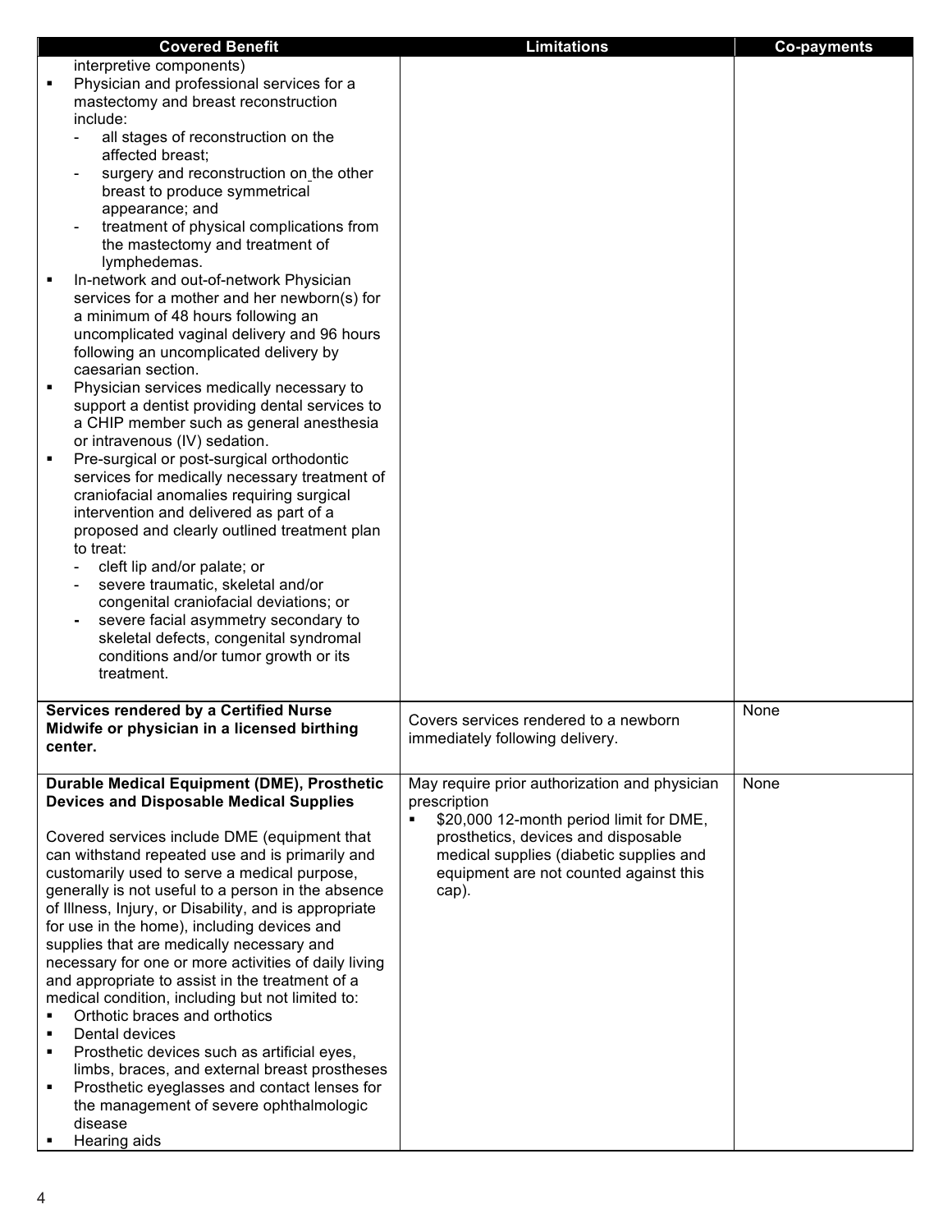| Covered Benefit | Limitations | Co-payments |
| --- | --- | --- |
| interpretive components)<br>▪ Physician and professional services for a mastectomy and breast reconstruction include:<br>- all stages of reconstruction on the affected breast;<br>- surgery and reconstruction on the other breast to produce symmetrical appearance; and<br>- treatment of physical complications from the mastectomy and treatment of lymphedemas.<br>▪ In-network and out-of-network Physician services for a mother and her newborn(s) for a minimum of 48 hours following an uncomplicated vaginal delivery and 96 hours following an uncomplicated delivery by caesarian section.<br>▪ Physician services medically necessary to support a dentist providing dental services to a CHIP member such as general anesthesia or intravenous (IV) sedation.<br>▪ Pre-surgical or post-surgical orthodontic services for medically necessary treatment of craniofacial anomalies requiring surgical intervention and delivered as part of a proposed and clearly outlined treatment plan to treat:<br>- cleft lip and/or palate; or<br>- severe traumatic, skeletal and/or congenital craniofacial deviations; or<br>- severe facial asymmetry secondary to skeletal defects, congenital syndromal conditions and/or tumor growth or its treatment. | | |
| **Services rendered by a Certified Nurse Midwife or physician in a licensed birthing center.** | Covers services rendered to a newborn immediately following delivery. | None |
| **Durable Medical Equipment (DME), Prosthetic Devices and Disposable Medical Supplies**<br><br>Covered services include DME (equipment that can withstand repeated use and is primarily and customarily used to serve a medical purpose, generally is not useful to a person in the absence of Illness, Injury, or Disability, and is appropriate for use in the home), including devices and supplies that are medically necessary and necessary for one or more activities of daily living and appropriate to assist in the treatment of a medical condition, including but not limited to:<br>▪ Orthotic braces and orthotics<br>▪ Dental devices<br>▪ Prosthetic devices such as artificial eyes, limbs, braces, and external breast prostheses<br>▪ Prosthetic eyeglasses and contact lenses for the management of severe ophthalmologic disease<br>▪ Hearing aids | May require prior authorization and physician prescription<br>▪ $20,000 12-month period limit for DME, prosthetics, devices and disposable medical supplies (diabetic supplies and equipment are not counted against this cap). | None |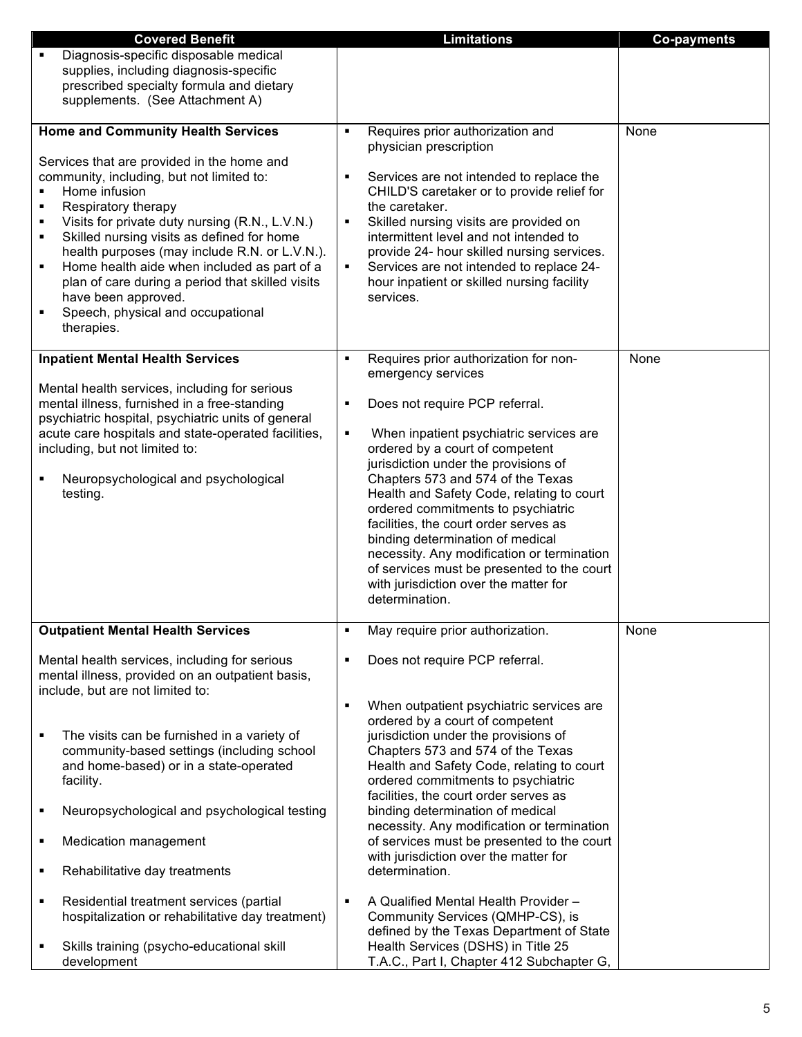| Covered Benefit | Limitations | Co-payments |
|---|---|---|
| ▪ Diagnosis-specific disposable medical supplies, including diagnosis-specific prescribed specialty formula and dietary supplements. (See Attachment A) | | |
| **Home and Community Health Services**<br><br>Services that are provided in the home and community, including, but not limited to:<br>▪ Home infusion<br>▪ Respiratory therapy<br>▪ Visits for private duty nursing (R.N., L.V.N.)<br>▪ Skilled nursing visits as defined for home health purposes (may include R.N. or L.V.N.).<br>▪ Home health aide when included as part of a plan of care during a period that skilled visits have been approved.<br>▪ Speech, physical and occupational therapies. | ▪ Requires prior authorization and physician prescription<br><br>▪ Services are not intended to replace the CHILD'S caretaker or to provide relief for the caretaker.<br>▪ Skilled nursing visits are provided on intermittent level and not intended to provide 24- hour skilled nursing services.<br>▪ Services are not intended to replace 24-hour inpatient or skilled nursing facility services. | None |
| **Inpatient Mental Health Services**<br><br>Mental health services, including for serious mental illness, furnished in a free-standing psychiatric hospital, psychiatric units of general acute care hospitals and state-operated facilities, including, but not limited to:<br><br>▪ Neuropsychological and psychological testing. | ▪ Requires prior authorization for non-emergency services<br><br>▪ Does not require PCP referral.<br><br>▪ When inpatient psychiatric services are ordered by a court of competent jurisdiction under the provisions of Chapters 573 and 574 of the Texas Health and Safety Code, relating to court ordered commitments to psychiatric facilities, the court order serves as binding determination of medical necessity. Any modification or termination of services must be presented to the court with jurisdiction over the matter for determination. | None |
| **Outpatient Mental Health Services**<br><br>Mental health services, including for serious mental illness, provided on an outpatient basis, include, but are not limited to:<br><br>▪ The visits can be furnished in a variety of community-based settings (including school and home-based) or in a state-operated facility.<br><br>▪ Neuropsychological and psychological testing<br><br>▪ Medication management<br><br>▪ Rehabilitative day treatments<br><br>▪ Residential treatment services (partial hospitalization or rehabilitative day treatment)<br><br>▪ Skills training (psycho-educational skill development | ▪ May require prior authorization.<br><br>▪ Does not require PCP referral.<br><br>▪ When outpatient psychiatric services are ordered by a court of competent jurisdiction under the provisions of Chapters 573 and 574 of the Texas Health and Safety Code, relating to court ordered commitments to psychiatric facilities, the court order serves as binding determination of medical necessity. Any modification or termination of services must be presented to the court with jurisdiction over the matter for determination.<br><br>▪ A Qualified Mental Health Provider – Community Services (QMHP-CS), is defined by the Texas Department of State Health Services (DSHS) in Title 25 T.A.C., Part I, Chapter 412 Subchapter G, | None |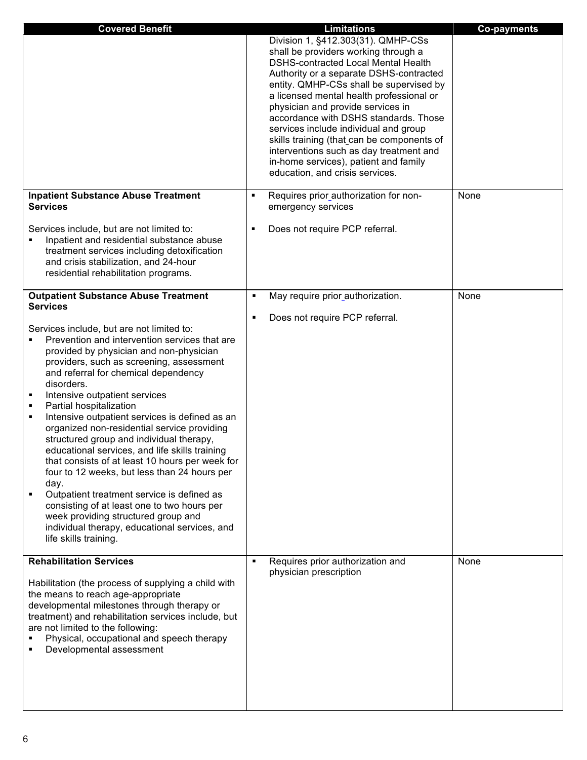| Covered Benefit | Limitations | Co-payments |
|---|---|---|
| | Division 1, §412.303(31). QMHP-CSs shall be providers working through a DSHS-contracted Local Mental Health Authority or a separate DSHS-contracted entity. QMHP-CSs shall be supervised by a licensed mental health professional or physician and provide services in accordance with DSHS standards. Those services include individual and group skills training (that can be components of interventions such as day treatment and in-home services), patient and family education, and crisis services. | |
| **Inpatient Substance Abuse Treatment Services**<br><br>Services include, but are not limited to:<br>▪ Inpatient and residential substance abuse treatment services including detoxification and crisis stabilization, and 24-hour residential rehabilitation programs. | ▪ Requires prior authorization for non-emergency services<br><br>▪ Does not require PCP referral. | None |
| **Outpatient Substance Abuse Treatment Services**<br><br>Services include, but are not limited to:<br>▪ Prevention and intervention services that are provided by physician and non-physician providers, such as screening, assessment and referral for chemical dependency disorders.<br>▪ Intensive outpatient services<br>▪ Partial hospitalization<br>▪ Intensive outpatient services is defined as an organized non-residential service providing structured group and individual therapy, educational services, and life skills training that consists of at least 10 hours per week for four to 12 weeks, but less than 24 hours per day.<br>▪ Outpatient treatment service is defined as consisting of at least one to two hours per week providing structured group and individual therapy, educational services, and life skills training. | ▪ May require prior authorization.<br><br>▪ Does not require PCP referral. | None |
| **Rehabilitation Services**<br><br>Habilitation (the process of supplying a child with the means to reach age-appropriate developmental milestones through therapy or treatment) and rehabilitation services include, but are not limited to the following:<br>▪ Physical, occupational and speech therapy<br>▪ Developmental assessment | ▪ Requires prior authorization and physician prescription | None |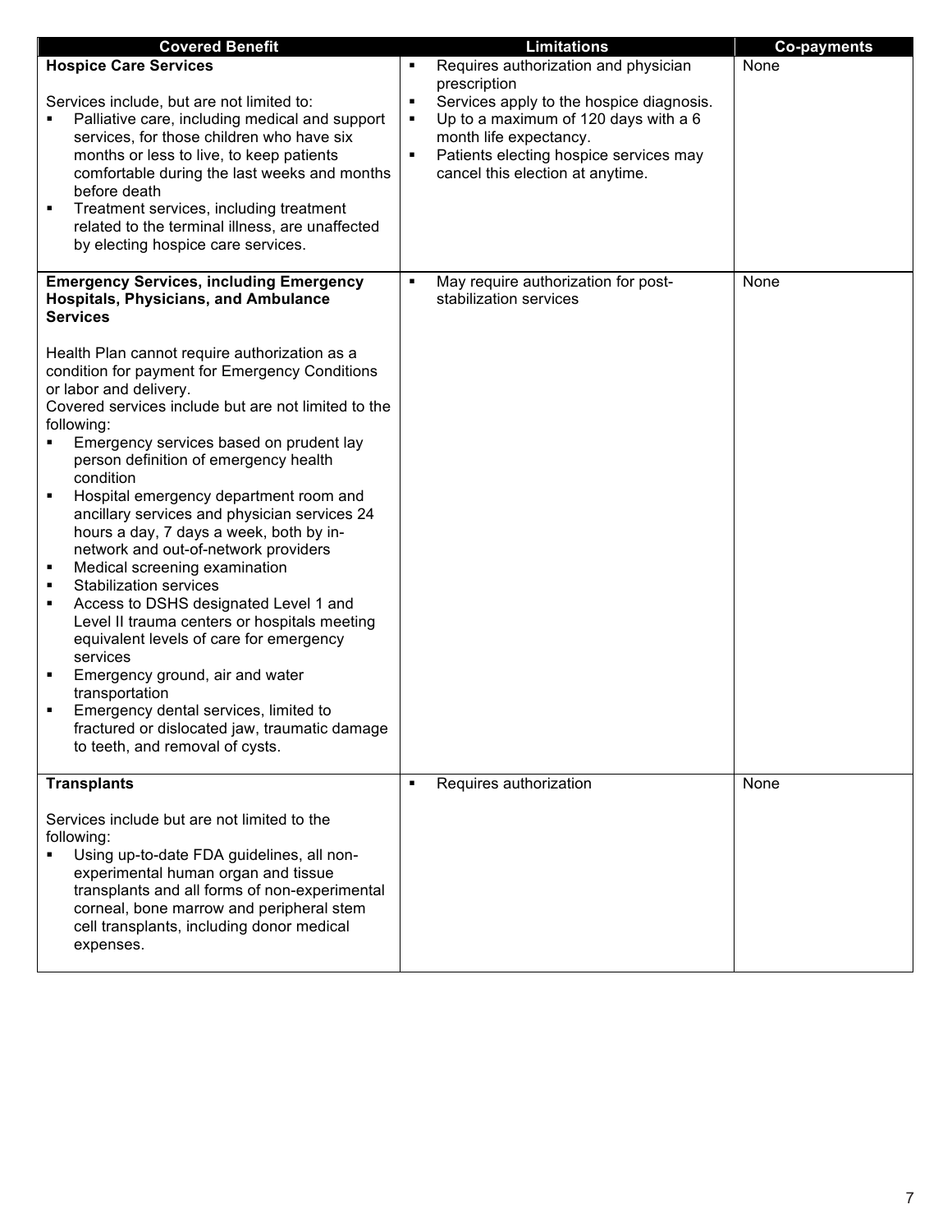| Covered Benefit | Limitations | Co-payments |
|---|---|---|
| **Hospice Care Services**<br><br>Services include, but are not limited to:<br>▪ Palliative care, including medical and support services, for those children who have six months or less to live, to keep patients comfortable during the last weeks and months before death<br>▪ Treatment services, including treatment related to the terminal illness, are unaffected by electing hospice care services. | ▪ Requires authorization and physician prescription<br>▪ Services apply to the hospice diagnosis.<br>▪ Up to a maximum of 120 days with a 6 month life expectancy.<br>▪ Patients electing hospice services may cancel this election at anytime. | None |
| **Emergency Services, including Emergency Hospitals, Physicians, and Ambulance Services**<br><br>Health Plan cannot require authorization as a condition for payment for Emergency Conditions or labor and delivery.<br>Covered services include but are not limited to the following:<br>▪ Emergency services based on prudent lay person definition of emergency health condition<br>▪ Hospital emergency department room and ancillary services and physician services 24 hours a day, 7 days a week, both by in-network and out-of-network providers<br>▪ Medical screening examination<br>▪ Stabilization services<br>▪ Access to DSHS designated Level 1 and Level II trauma centers or hospitals meeting equivalent levels of care for emergency services<br>▪ Emergency ground, air and water transportation<br>▪ Emergency dental services, limited to fractured or dislocated jaw, traumatic damage to teeth, and removal of cysts. | ▪ May require authorization for post-stabilization services | None |
| **Transplants**<br><br>Services include but are not limited to the following:<br>▪ Using up-to-date FDA guidelines, all non-experimental human organ and tissue transplants and all forms of non-experimental corneal, bone marrow and peripheral stem cell transplants, including donor medical expenses. | ▪ Requires authorization | None |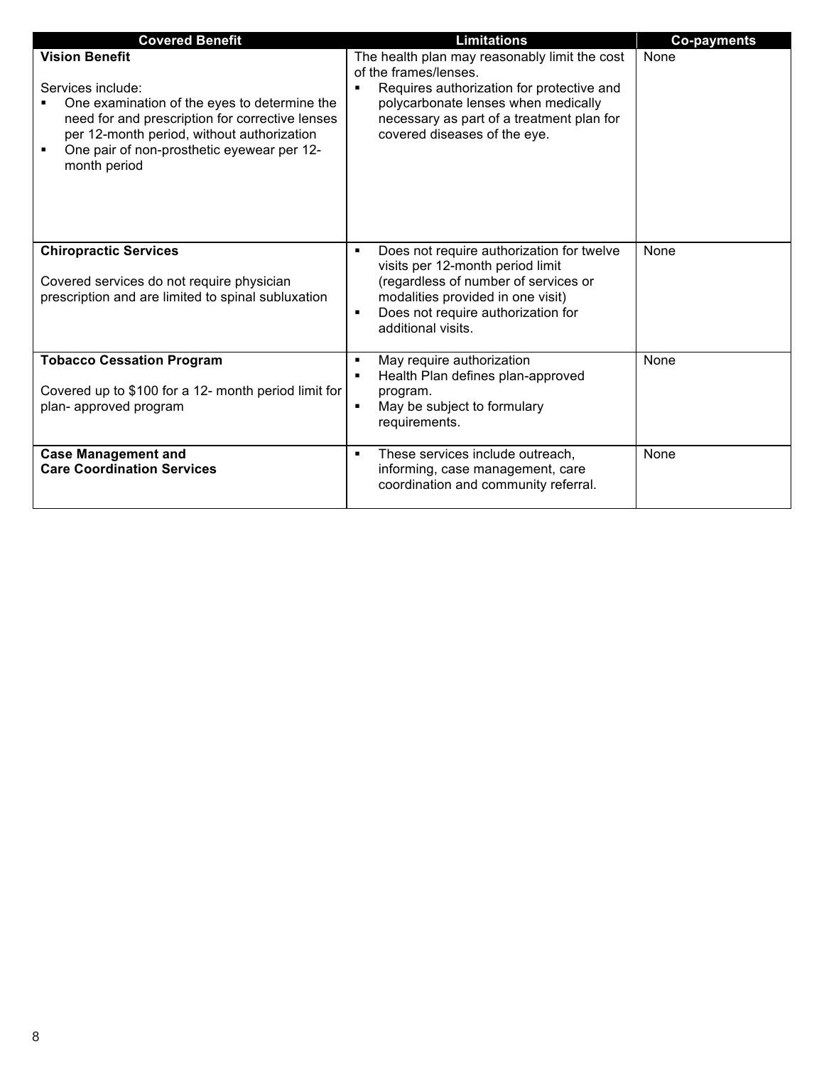| Covered Benefit | Limitations | Co-payments |
|---|---|---|
| **Vision Benefit**<br><br>Services include:<br>▪ One examination of the eyes to determine the need for and prescription for corrective lenses per 12-month period, without authorization<br>▪ One pair of non-prosthetic eyewear per 12-month period | The health plan may reasonably limit the cost of the frames/lenses.<br>▪ Requires authorization for protective and polycarbonate lenses when medically necessary as part of a treatment plan for covered diseases of the eye. | None |
| **Chiropractic Services**<br><br>Covered services do not require physician prescription and are limited to spinal subluxation | ▪ Does not require authorization for twelve visits per 12-month period limit (regardless of number of services or modalities provided in one visit)<br>▪ Does not require authorization for additional visits. | None |
| **Tobacco Cessation Program**<br><br>Covered up to $100 for a 12- month period limit for plan- approved program | ▪ May require authorization<br>▪ Health Plan defines plan-approved program.<br>▪ May be subject to formulary requirements. | None |
| **Case Management and Care Coordination Services** | ▪ These services include outreach, informing, case management, care coordination and community referral. | None |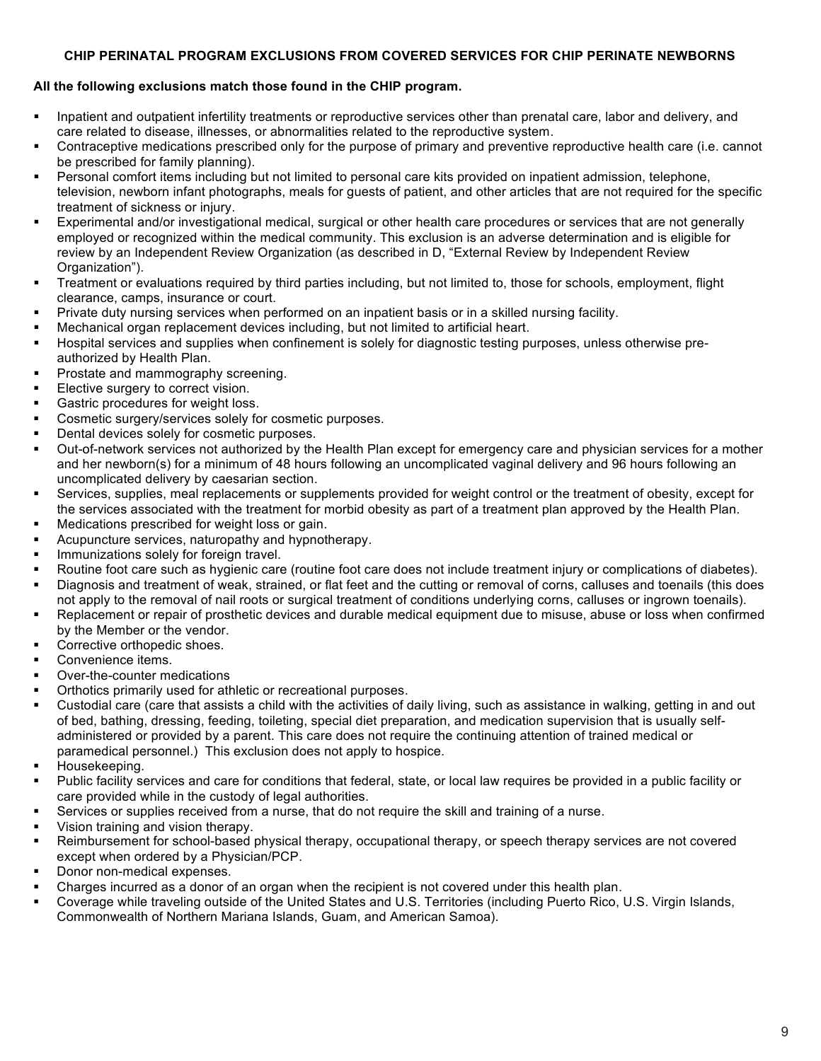## CHIP PERINATAL PROGRAM EXCLUSIONS FROM COVERED SERVICES FOR CHIP PERINATE NEWBORNS

**All the following exclusions match those found in the CHIP program.**

- Inpatient and outpatient infertility treatments or reproductive services other than prenatal care, labor and delivery, and care related to disease, illnesses, or abnormalities related to the reproductive system.
- Contraceptive medications prescribed only for the purpose of primary and preventive reproductive health care (i.e. cannot be prescribed for family planning).
- Personal comfort items including but not limited to personal care kits provided on inpatient admission, telephone, television, newborn infant photographs, meals for guests of patient, and other articles that are not required for the specific treatment of sickness or injury.
- Experimental and/or investigational medical, surgical or other health care procedures or services that are not generally employed or recognized within the medical community. This exclusion is an adverse determination and is eligible for review by an Independent Review Organization (as described in D, "External Review by Independent Review Organization").
- Treatment or evaluations required by third parties including, but not limited to, those for schools, employment, flight clearance, camps, insurance or court.
- Private duty nursing services when performed on an inpatient basis or in a skilled nursing facility.
- Mechanical organ replacement devices including, but not limited to artificial heart.
- Hospital services and supplies when confinement is solely for diagnostic testing purposes, unless otherwise pre-authorized by Health Plan.
- Prostate and mammography screening.
- Elective surgery to correct vision.
- Gastric procedures for weight loss.
- Cosmetic surgery/services solely for cosmetic purposes.
- Dental devices solely for cosmetic purposes.
- Out-of-network services not authorized by the Health Plan except for emergency care and physician services for a mother and her newborn(s) for a minimum of 48 hours following an uncomplicated vaginal delivery and 96 hours following an uncomplicated delivery by caesarian section.
- Services, supplies, meal replacements or supplements provided for weight control or the treatment of obesity, except for the services associated with the treatment for morbid obesity as part of a treatment plan approved by the Health Plan.
- Medications prescribed for weight loss or gain.
- Acupuncture services, naturopathy and hypnotherapy.
- Immunizations solely for foreign travel.
- Routine foot care such as hygienic care (routine foot care does not include treatment injury or complications of diabetes).
- Diagnosis and treatment of weak, strained, or flat feet and the cutting or removal of corns, calluses and toenails (this does not apply to the removal of nail roots or surgical treatment of conditions underlying corns, calluses or ingrown toenails).
- Replacement or repair of prosthetic devices and durable medical equipment due to misuse, abuse or loss when confirmed by the Member or the vendor.
- Corrective orthopedic shoes.
- Convenience items.
- Over-the-counter medications
- Orthotics primarily used for athletic or recreational purposes.
- Custodial care (care that assists a child with the activities of daily living, such as assistance in walking, getting in and out of bed, bathing, dressing, feeding, toileting, special diet preparation, and medication supervision that is usually self-administered or provided by a parent. This care does not require the continuing attention of trained medical or paramedical personnel.) This exclusion does not apply to hospice.
- Housekeeping.
- Public facility services and care for conditions that federal, state, or local law requires be provided in a public facility or care provided while in the custody of legal authorities.
- Services or supplies received from a nurse, that do not require the skill and training of a nurse.
- Vision training and vision therapy.
- Reimbursement for school-based physical therapy, occupational therapy, or speech therapy services are not covered except when ordered by a Physician/PCP.
- Donor non-medical expenses.
- Charges incurred as a donor of an organ when the recipient is not covered under this health plan.
- Coverage while traveling outside of the United States and U.S. Territories (including Puerto Rico, U.S. Virgin Islands, Commonwealth of Northern Mariana Islands, Guam, and American Samoa).